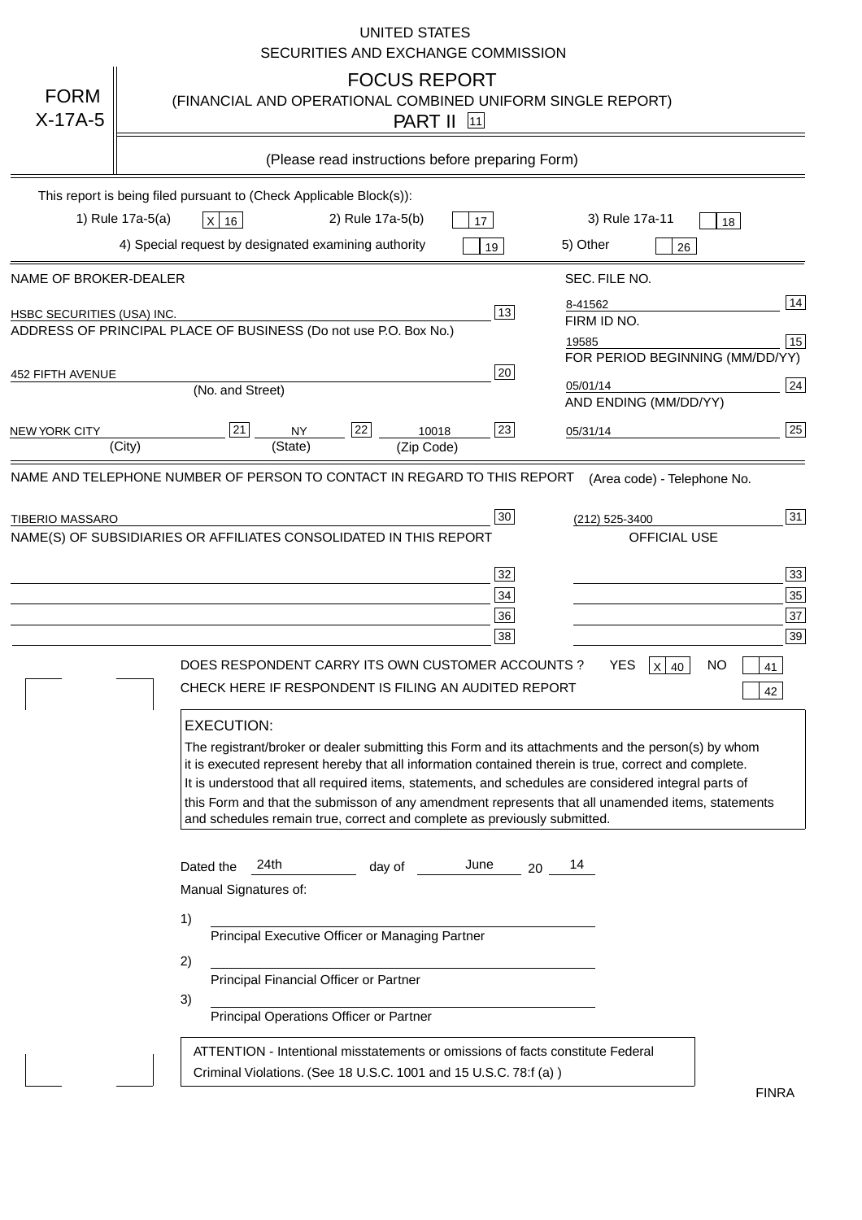UNITED STATES
SECURITIES AND EXCHANGE COMMISSION

# FORM X-17A-5

## FOCUS REPORT
(FINANCIAL AND OPERATIONAL COMBINED UNIFORM SINGLE REPORT)

PART II [11]

(Please read instructions before preparing Form)

This report is being filed pursuant to (Check Applicable Block(s)):

1) Rule 17a-5(a) [X] 16 &nbsp;&nbsp; 2) Rule 17a-5(b) [ ] 17 &nbsp;&nbsp; 3) Rule 17a-11 [ ] 18

4) Special request by designated examining authority [ ] 19 &nbsp;&nbsp; 5) Other [ ] 26

| NAME OF BROKER-DEALER | | SEC. FILE NO. | |
|---|---|---|---|
| HSBC SECURITIES (USA) INC. | 13 | 8-41562 | 14 |
| ADDRESS OF PRINCIPAL PLACE OF BUSINESS (Do not use P.O. Box No.) | | FIRM ID NO. | |
| | | 19585 | 15 |
| 452 FIFTH AVENUE (No. and Street) | 20 | FOR PERIOD BEGINNING (MM/DD/YY) | |
| | | 05/01/14 | 24 |
| NEW YORK CITY (City) [21] NY (State) [22] 10018 (Zip Code) | 23 | AND ENDING (MM/DD/YY) | |
| | | 05/31/14 | 25 |

| NAME AND TELEPHONE NUMBER OF PERSON TO CONTACT IN REGARD TO THIS REPORT | | (Area code) - Telephone No. | |
|---|---|---|---|
| TIBERIO MASSARO | 30 | (212) 525-3400 | 31 |

| NAME(S) OF SUBSIDIARIES OR AFFILIATES CONSOLIDATED IN THIS REPORT | | OFFICIAL USE | |
|---|---|---|---|
| | 32 | | 33 |
| | 34 | | 35 |
| | 36 | | 37 |
| | 38 | | 39 |

DOES RESPONDENT CARRY ITS OWN CUSTOMER ACCOUNTS ? YES [X] 40 NO [ ] 41

CHECK HERE IF RESPONDENT IS FILING AN AUDITED REPORT [ ] 42

**EXECUTION:**

The registrant/broker or dealer submitting this Form and its attachments and the person(s) by whom it is executed represent hereby that all information contained therein is true, correct and complete. It is understood that all required items, statements, and schedules are considered integral parts of this Form and that the submisson of any amendment represents that all unamended items, statements and schedules remain true, correct and complete as previously submitted.

Dated the 24th day of June 20 14

Manual Signatures of:

1) ______________________________
Principal Executive Officer or Managing Partner

2) ______________________________
Principal Financial Officer or Partner

3) ______________________________
Principal Operations Officer or Partner

ATTENTION - Intentional misstatements or omissions of facts constitute Federal Criminal Violations. (See 18 U.S.C. 1001 and 15 U.S.C. 78:f (a) )

FINRA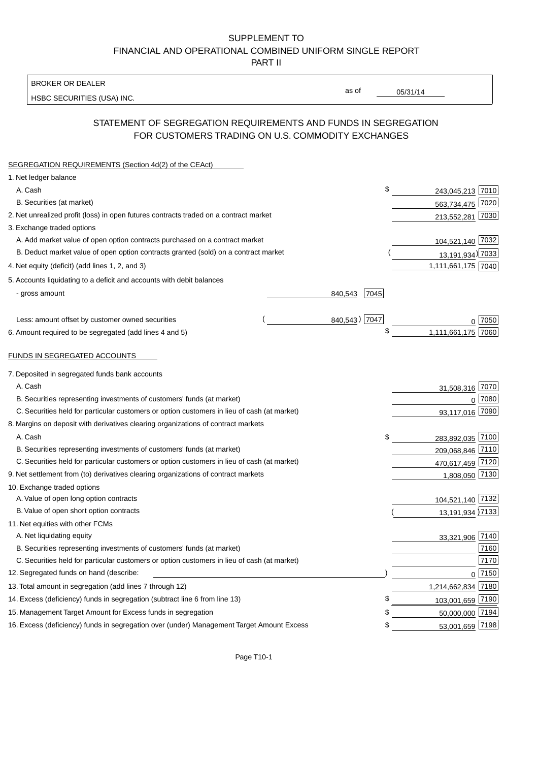SUPPLEMENT TO
FINANCIAL AND OPERATIONAL COMBINED UNIFORM SINGLE REPORT
PART II

BROKER OR DEALER
HSBC SECURITIES (USA) INC.

as of 05/31/14

## STATEMENT OF SEGREGATION REQUIREMENTS AND FUNDS IN SEGREGATION FOR CUSTOMERS TRADING ON U.S. COMMODITY EXCHANGES

SEGREGATION REQUIREMENTS (Section 4d(2) of the CEAct)

| | | | | |
|---|---|---|---|---|
| 1. Net ledger balance | | | | |
| A. Cash | | | $ 243,045,213 | 7010 |
| B. Securities (at market) | | | 563,734,475 | 7020 |
| 2. Net unrealized profit (loss) in open futures contracts traded on a contract market | | | 213,552,281 | 7030 |
| 3. Exchange traded options | | | | |
| A. Add market value of open option contracts purchased on a contract market | | | 104,521,140 | 7032 |
| B. Deduct market value of open option contracts granted (sold) on a contract market | | | (13,191,934) | 7033 |
| 4. Net equity (deficit) (add lines 1, 2, and 3) | | | 1,111,661,175 | 7040 |
| 5. Accounts liquidating to a deficit and accounts with debit balances | | | | |
| - gross amount | 840,543 | 7045 | | |
| Less: amount offset by customer owned securities | (840,543) | 7047 | 0 | 7050 |
| 6. Amount required to be segregated (add lines 4 and 5) | | | $ 1,111,661,175 | 7060 |

FUNDS IN SEGREGATED ACCOUNTS

| | | |
|---|---|---|
| 7. Deposited in segregated funds bank accounts | | |
| A. Cash | 31,508,316 | 7070 |
| B. Securities representing investments of customers' funds (at market) | 0 | 7080 |
| C. Securities held for particular customers or option customers in lieu of cash (at market) | 93,117,016 | 7090 |
| 8. Margins on deposit with derivatives clearing organizations of contract markets | | |
| A. Cash | $ 283,892,035 | 7100 |
| B. Securities representing investments of customers' funds (at market) | 209,068,846 | 7110 |
| C. Securities held for particular customers or option customers in lieu of cash (at market) | 470,617,459 | 7120 |
| 9. Net settlement from (to) derivatives clearing organizations of contract markets | 1,808,050 | 7130 |
| 10. Exchange traded options | | |
| A. Value of open long option contracts | 104,521,140 | 7132 |
| B. Value of open short option contracts | (13,191,934) | 7133 |
| 11. Net equities with other FCMs | | |
| A. Net liquidating equity | 33,321,906 | 7140 |
| B. Securities representing investments of customers' funds (at market) | | 7160 |
| C. Securities held for particular customers or option customers in lieu of cash (at market) | | 7170 |
| 12. Segregated funds on hand (describe: ) | 0 | 7150 |
| 13. Total amount in segregation (add lines 7 through 12) | 1,214,662,834 | 7180 |
| 14. Excess (deficiency) funds in segregation (subtract line 6 from line 13) | $ 103,001,659 | 7190 |
| 15. Management Target Amount for Excess funds in segregation | $ 50,000,000 | 7194 |
| 16. Excess (deficiency) funds in segregation over (under) Management Target Amount Excess | $ 53,001,659 | 7198 |

Page T10-1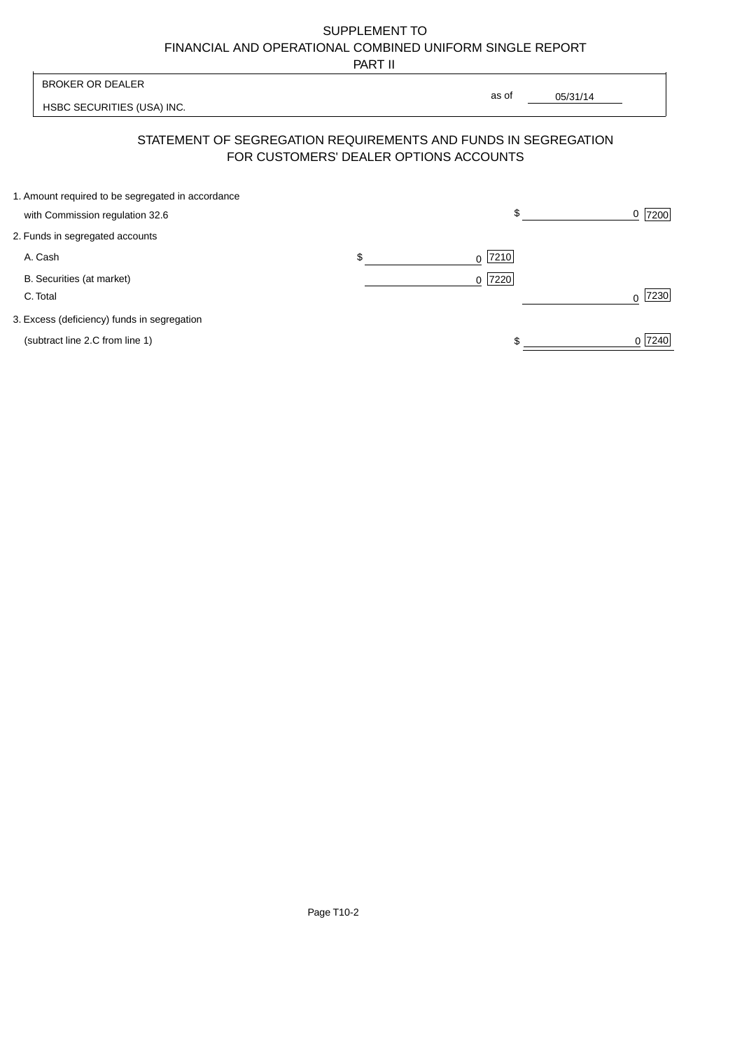SUPPLEMENT TO
FINANCIAL AND OPERATIONAL COMBINED UNIFORM SINGLE REPORT
PART II

| BROKER OR DEALER | |
|---|---|
| HSBC SECURITIES (USA) INC. | as of 05/31/14 |

## STATEMENT OF SEGREGATION REQUIREMENTS AND FUNDS IN SEGREGATION FOR CUSTOMERS' DEALER OPTIONS ACCOUNTS

| | | |
|---|---|---|
| 1. Amount required to be segregated in accordance with Commission regulation 32.6 | | $ 0 [7200] |
| 2. Funds in segregated accounts | | |
| A. Cash | $ 0 [7210] | |
| B. Securities (at market) | 0 [7220] | |
| C. Total | | 0 [7230] |
| 3. Excess (deficiency) funds in segregation (subtract line 2.C from line 1) | | $ 0 [7240] |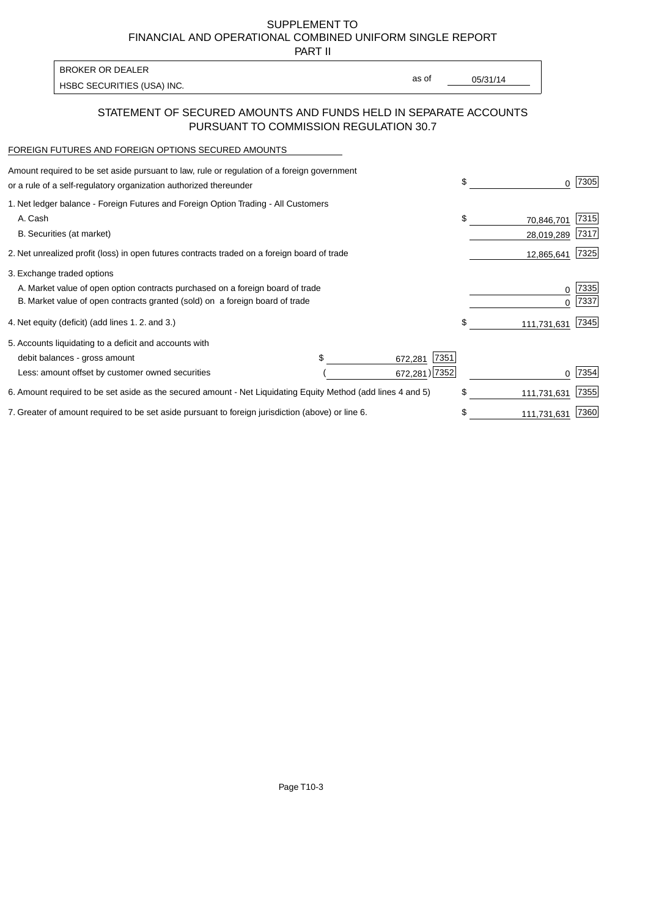SUPPLEMENT TO
FINANCIAL AND OPERATIONAL COMBINED UNIFORM SINGLE REPORT
PART II

| BROKER OR DEALER | | |
|---|---|---|
| HSBC SECURITIES (USA) INC. | as of | 05/31/14 |

## STATEMENT OF SECURED AMOUNTS AND FUNDS HELD IN SEPARATE ACCOUNTS PURSUANT TO COMMISSION REGULATION 30.7

FOREIGN FUTURES AND FOREIGN OPTIONS SECURED AMOUNTS

| | | | | |
|---|---|---|---|---|
| Amount required to be set aside pursuant to law, rule or regulation of a foreign government or a rule of a self-regulatory organization authorized thereunder | | | $ 0 | 7305 |
| 1. Net ledger balance - Foreign Futures and Foreign Option Trading - All Customers | | | | |
| A. Cash | | | $ 70,846,701 | 7315 |
| B. Securities (at market) | | | 28,019,289 | 7317 |
| 2. Net unrealized profit (loss) in open futures contracts traded on a foreign board of trade | | | 12,865,641 | 7325 |
| 3. Exchange traded options | | | | |
| A. Market value of open option contracts purchased on a foreign board of trade | | | 0 | 7335 |
| B. Market value of open contracts granted (sold) on a foreign board of trade | | | 0 | 7337 |
| 4. Net equity (deficit) (add lines 1. 2. and 3.) | | | $ 111,731,631 | 7345 |
| 5. Accounts liquidating to a deficit and accounts with | | | | |
| debit balances - gross amount | $ 672,281 | 7351 | | |
| Less: amount offset by customer owned securities | ( 672,281) | 7352 | 0 | 7354 |
| 6. Amount required to be set aside as the secured amount - Net Liquidating Equity Method (add lines 4 and 5) | | | $ 111,731,631 | 7355 |
| 7. Greater of amount required to be set aside pursuant to foreign jurisdiction (above) or line 6. | | | $ 111,731,631 | 7360 |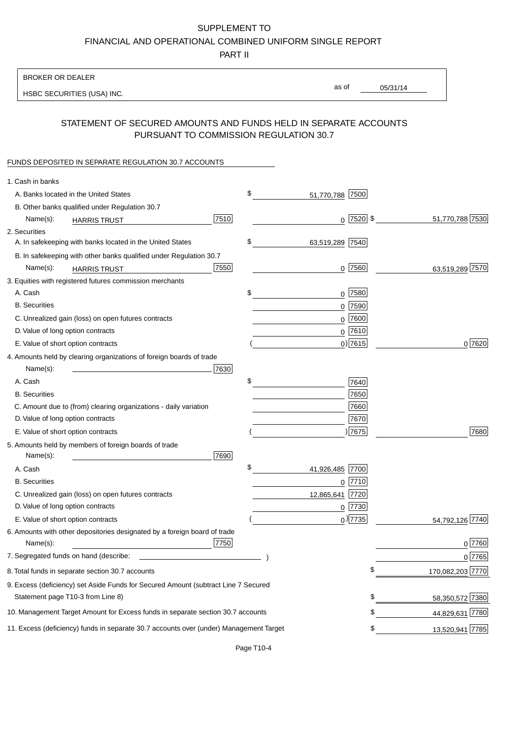# SUPPLEMENT TO
# FINANCIAL AND OPERATIONAL COMBINED UNIFORM SINGLE REPORT
# PART II

BROKER OR DEALER

HSBC SECURITIES (USA) INC.

as of 05/31/14

## STATEMENT OF SECURED AMOUNTS AND FUNDS HELD IN SEPARATE ACCOUNTS PURSUANT TO COMMISSION REGULATION 30.7

FUNDS DEPOSITED IN SEPARATE REGULATION 30.7 ACCOUNTS

| | | | |
|---|---|---|---|
| 1. Cash in banks | | | |
| A. Banks located in the United States | | $ 51,770,788 [7500] | |
| B. Other banks qualified under Regulation 30.7 | | | |
| Name(s): HARRIS TRUST | [7510] | 0 [7520] | $ 51,770,788 [7530] |
| 2. Securities | | | |
| A. In safekeeping with banks located in the United States | | $ 63,519,289 [7540] | |
| B. In safekeeping with other banks qualified under Regulation 30.7 | | | |
| Name(s): HARRIS TRUST | [7550] | 0 [7560] | 63,519,289 [7570] |
| 3. Equities with registered futures commission merchants | | | |
| A. Cash | | $ 0 [7580] | |
| B. Securities | | 0 [7590] | |
| C. Unrealized gain (loss) on open futures contracts | | 0 [7600] | |
| D. Value of long option contracts | | 0 [7610] | |
| E. Value of short option contracts | | ( 0 ) [7615] | 0 [7620] |
| 4. Amounts held by clearing organizations of foreign boards of trade | | | |
| Name(s): | [7630] | | |
| A. Cash | | $ [7640] | |
| B. Securities | | [7650] | |
| C. Amount due to (from) clearing organizations - daily variation | | [7660] | |
| D. Value of long option contracts | | [7670] | |
| E. Value of short option contracts | | ( ) [7675] | [7680] |
| 5. Amounts held by members of foreign boards of trade | | | |
| Name(s): | [7690] | | |
| A. Cash | | $ 41,926,485 [7700] | |
| B. Securities | | 0 [7710] | |
| C. Unrealized gain (loss) on open futures contracts | | 12,865,641 [7720] | |
| D. Value of long option contracts | | 0 [7730] | |
| E. Value of short option contracts | | ( 0 ) [7735] | 54,792,126 [7740] |
| 6. Amounts with other depositories designated by a foreign board of trade | | | |
| Name(s): | [7750] | | 0 [7760] |
| 7. Segregated funds on hand (describe: ) | | | 0 [7765] |
| 8. Total funds in separate section 30.7 accounts | | | $ 170,082,203 [7770] |
| 9. Excess (deficiency) set Aside Funds for Secured Amount (subtract Line 7 Secured Statement page T10-3 from Line 8) | | | $ 58,350,572 [7380] |
| 10. Management Target Amount for Excess funds in separate section 30.7 accounts | | | $ 44,829,631 [7780] |
| 11. Excess (deficiency) funds in separate 30.7 accounts over (under) Management Target | | | $ 13,520,941 [7785] |

Page T10-4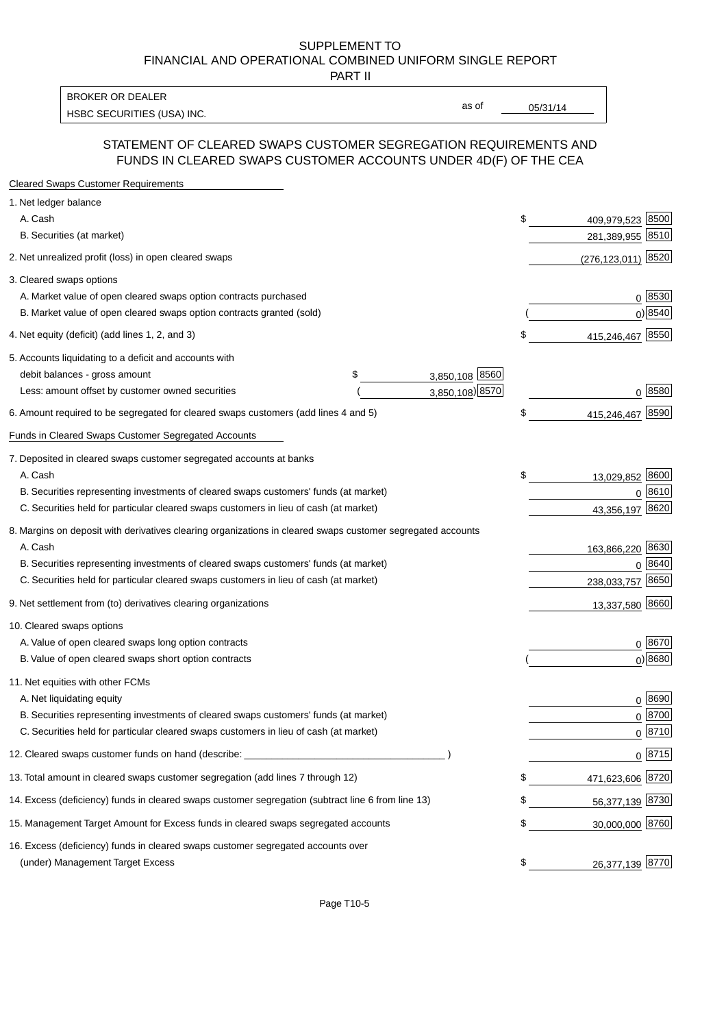SUPPLEMENT TO
FINANCIAL AND OPERATIONAL COMBINED UNIFORM SINGLE REPORT
PART II

BROKER OR DEALER
HSBC SECURITIES (USA) INC.

as of 05/31/14

## STATEMENT OF CLEARED SWAPS CUSTOMER SEGREGATION REQUIREMENTS AND FUNDS IN CLEARED SWAPS CUSTOMER ACCOUNTS UNDER 4D(F) OF THE CEA

| Cleared Swaps Customer Requirements | | | |
|---|---|---|---|
| 1. Net ledger balance | | | |
| A. Cash | | $ 409,979,523 | 8500 |
| B. Securities (at market) | | 281,389,955 | 8510 |
| 2. Net unrealized profit (loss) in open cleared swaps | | (276,123,011) | 8520 |
| 3. Cleared swaps options | | | |
| A. Market value of open cleared swaps option contracts purchased | | 0 | 8530 |
| B. Market value of open cleared swaps option contracts granted (sold) | | ( 0) | 8540 |
| 4. Net equity (deficit) (add lines 1, 2, and 3) | | $ 415,246,467 | 8550 |
| 5. Accounts liquidating to a deficit and accounts with | | | |
| debit balances - gross amount | $ 3,850,108 [8560] | | |
| Less: amount offset by customer owned securities | ( 3,850,108) [8570] | 0 | 8580 |
| 6. Amount required to be segregated for cleared swaps customers (add lines 4 and 5) | | $ 415,246,467 | 8590 |
| **Funds in Cleared Swaps Customer Segregated Accounts** | | | |
| 7. Deposited in cleared swaps customer segregated accounts at banks | | | |
| A. Cash | | $ 13,029,852 | 8600 |
| B. Securities representing investments of cleared swaps customers' funds (at market) | | 0 | 8610 |
| C. Securities held for particular cleared swaps customers in lieu of cash (at market) | | 43,356,197 | 8620 |
| 8. Margins on deposit with derivatives clearing organizations in cleared swaps customer segregated accounts | | | |
| A. Cash | | 163,866,220 | 8630 |
| B. Securities representing investments of cleared swaps customers' funds (at market) | | 0 | 8640 |
| C. Securities held for particular cleared swaps customers in lieu of cash (at market) | | 238,033,757 | 8650 |
| 9. Net settlement from (to) derivatives clearing organizations | | 13,337,580 | 8660 |
| 10. Cleared swaps options | | | |
| A. Value of open cleared swaps long option contracts | | 0 | 8670 |
| B. Value of open cleared swaps short option contracts | | ( 0) | 8680 |
| 11. Net equities with other FCMs | | | |
| A. Net liquidating equity | | 0 | 8690 |
| B. Securities representing investments of cleared swaps customers' funds (at market) | | 0 | 8700 |
| C. Securities held for particular cleared swaps customers in lieu of cash (at market) | | 0 | 8710 |
| 12. Cleared swaps customer funds on hand (describe: ______ ) | | 0 | 8715 |
| 13. Total amount in cleared swaps customer segregation (add lines 7 through 12) | | $ 471,623,606 | 8720 |
| 14. Excess (deficiency) funds in cleared swaps customer segregation (subtract line 6 from line 13) | | $ 56,377,139 | 8730 |
| 15. Management Target Amount for Excess funds in cleared swaps segregated accounts | | $ 30,000,000 | 8760 |
| 16. Excess (deficiency) funds in cleared swaps customer segregated accounts over (under) Management Target Excess | | $ 26,377,139 | 8770 |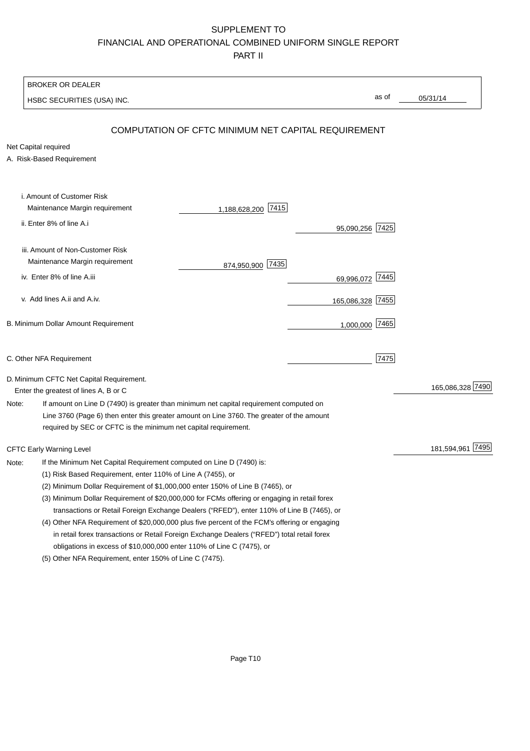# SUPPLEMENT TO
# FINANCIAL AND OPERATIONAL COMBINED UNIFORM SINGLE REPORT
# PART II

| | | |
|---|---|---|
| BROKER OR DEALER | | |
| HSBC SECURITIES (USA) INC. | as of | 05/31/14 |

## COMPUTATION OF CFTC MINIMUM NET CAPITAL REQUIREMENT

Net Capital required

A. Risk-Based Requirement

| | | | |
|---|---|---|---|
| i. Amount of Customer Risk Maintenance Margin requirement | 1,188,628,200 [7415] | | |
| ii. Enter 8% of line A.i | | 95,090,256 [7425] | |
| iii. Amount of Non-Customer Risk Maintenance Margin requirement | 874,950,900 [7435] | | |
| iv. Enter 8% of line A.iii | | 69,996,072 [7445] | |
| v. Add lines A.ii and A.iv. | | 165,086,328 [7455] | |
| B. Minimum Dollar Amount Requirement | | 1,000,000 [7465] | |
| C. Other NFA Requirement | | [7475] | |
| D. Minimum CFTC Net Capital Requirement. Enter the greatest of lines A, B or C | | | 165,086,328 [7490] |

Note: If amount on Line D (7490) is greater than minimum net capital requirement computed on Line 3760 (Page 6) then enter this greater amount on Line 3760. The greater of the amount required by SEC or CFTC is the minimum net capital requirement.

CFTC Early Warning Level — 181,594,961 [7495]

Note: If the Minimum Net Capital Requirement computed on Line D (7490) is:

(1) Risk Based Requirement, enter 110% of Line A (7455), or

(2) Minimum Dollar Requirement of $1,000,000 enter 150% of Line B (7465), or

(3) Minimum Dollar Requirement of $20,000,000 for FCMs offering or engaging in retail forex transactions or Retail Foreign Exchange Dealers ("RFED"), enter 110% of Line B (7465), or

(4) Other NFA Requirement of $20,000,000 plus five percent of the FCM's offering or engaging in retail forex transactions or Retail Foreign Exchange Dealers ("RFED") total retail forex obligations in excess of $10,000,000 enter 110% of Line C (7475), or

(5) Other NFA Requirement, enter 150% of Line C (7475).